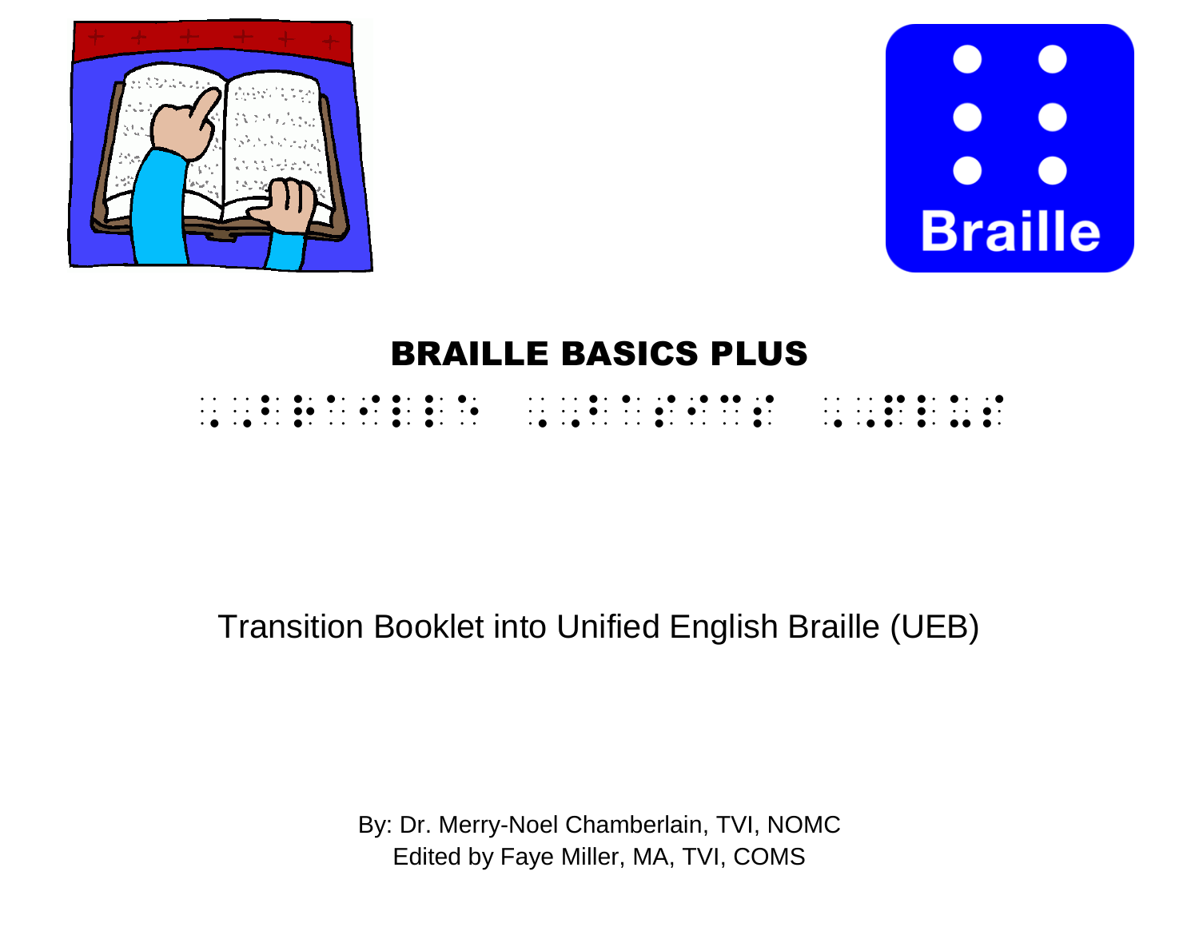# BRAILLE BASICS PLUS

⠠⠠⠃⠗⠇⠀⠠⠠⠃⠁⠎⠊⠉⠎⠀⠠⠠⠏⠇⠥⠎

Transition Booklet into Unified English Braille (UEB)

By: Dr. Merry-Noel Chamberlain, TVI, NOMC
Edited by Faye Miller, MA, TVI, COMS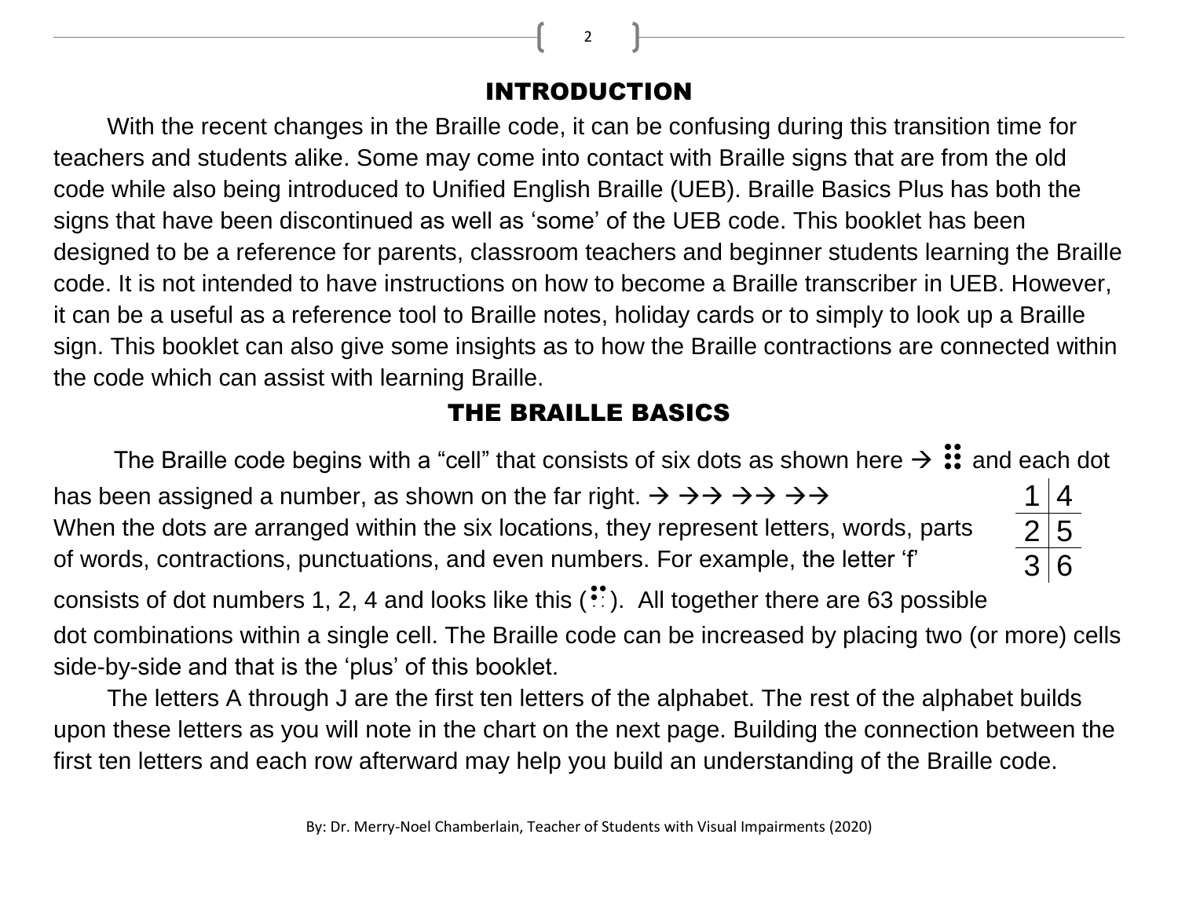## INTRODUCTION

With the recent changes in the Braille code, it can be confusing during this transition time for teachers and students alike. Some may come into contact with Braille signs that are from the old code while also being introduced to Unified English Braille (UEB). Braille Basics Plus has both the signs that have been discontinued as well as 'some' of the UEB code. This booklet has been designed to be a reference for parents, classroom teachers and beginner students learning the Braille code. It is not intended to have instructions on how to become a Braille transcriber in UEB. However, it can be a useful as a reference tool to Braille notes, holiday cards or to simply to look up a Braille sign. This booklet can also give some insights as to how the Braille contractions are connected within the code which can assist with learning Braille.

## THE BRAILLE BASICS

The Braille code begins with a "cell" that consists of six dots as shown here → ⠿ and each dot has been assigned a number, as shown on the far right. → →→ →→ →→
When the dots are arranged within the six locations, they represent letters, words, parts of words, contractions, punctuations, and even numbers. For example, the letter 'f' consists of dot numbers 1, 2, 4 and looks like this (⠋). All together there are 63 possible dot combinations within a single cell. The Braille code can be increased by placing two (or more) cells side-by-side and that is the 'plus' of this booklet.

| | |
|---|---|
| 1 | 4 |
| 2 | 5 |
| 3 | 6 |

The letters A through J are the first ten letters of the alphabet. The rest of the alphabet builds upon these letters as you will note in the chart on the next page. Building the connection between the first ten letters and each row afterward may help you build an understanding of the Braille code.

By: Dr. Merry-Noel Chamberlain, Teacher of Students with Visual Impairments (2020)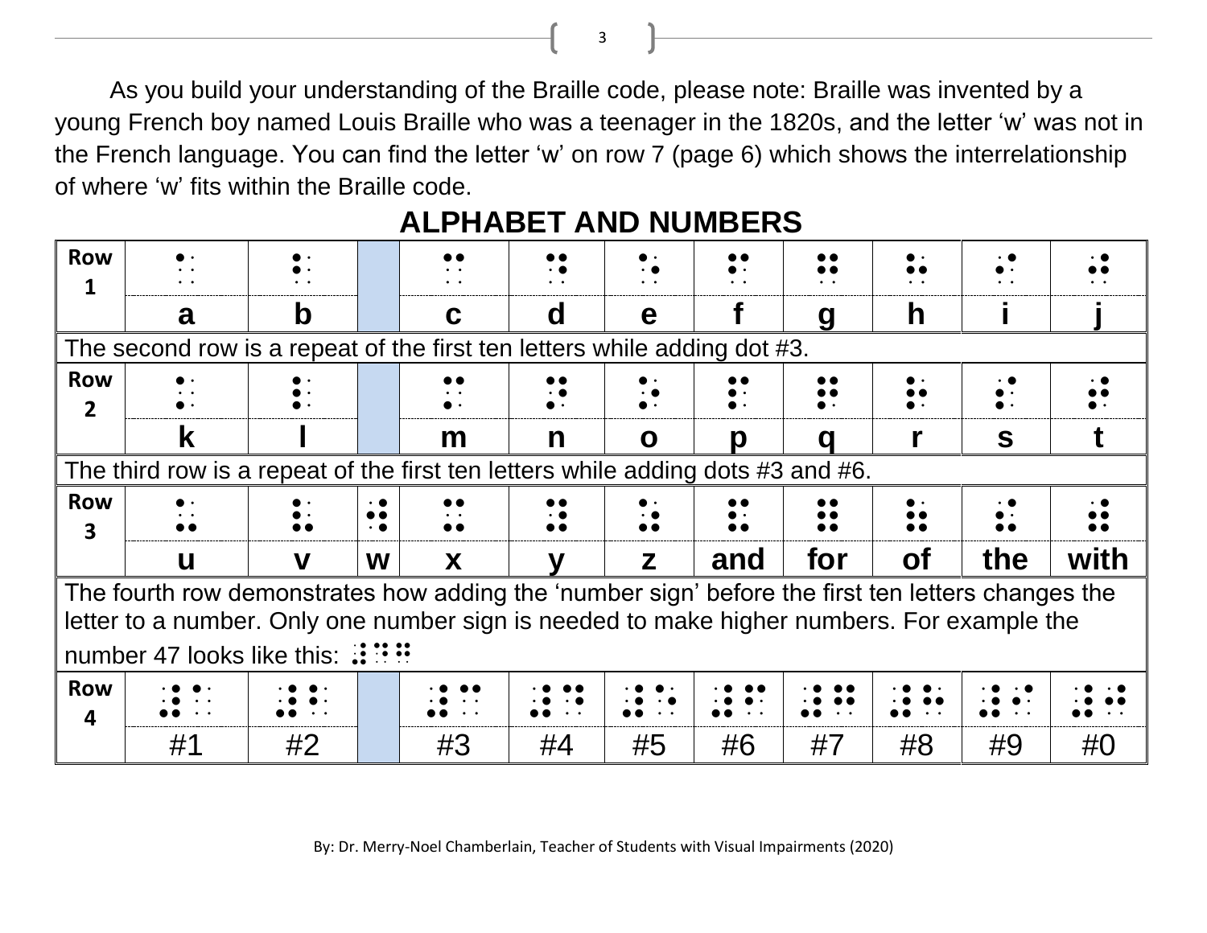As you build your understanding of the Braille code, please note: Braille was invented by a young French boy named Louis Braille who was a teenager in the 1820s, and the letter 'w' was not in the French language. You can find the letter 'w' on row 7 (page 6) which shows the interrelationship of where 'w' fits within the Braille code.

## ALPHABET AND NUMBERS

| Row | | | | | | | | | | | |
|---|---|---|---|---|---|---|---|---|---|---|---|
| **Row 1** | ⠁ | ⠃ | | ⠉ | ⠙ | ⠑ | ⠋ | ⠛ | ⠓ | ⠊ | ⠚ |
| | **a** | **b** | | **c** | **d** | **e** | **f** | **g** | **h** | **i** | **j** |
| The second row is a repeat of the first ten letters while adding dot #3. | | | | | | | | | | | |
| **Row 2** | ⠅ | ⠇ | | ⠍ | ⠝ | ⠕ | ⠏ | ⠟ | ⠗ | ⠎ | ⠞ |
| | **k** | **l** | | **m** | **n** | **o** | **p** | **q** | **r** | **s** | **t** |
| The third row is a repeat of the first ten letters while adding dots #3 and #6. | | | | | | | | | | | |
| **Row 3** | ⠥ | ⠧ | ⠺ | ⠭ | ⠽ | ⠵ | ⠯ | ⠿ | ⠷ | ⠮ | ⠾ |
| | **u** | **v** | **w** | **x** | **y** | **z** | **and** | **for** | **of** | **the** | **with** |
| The fourth row demonstrates how adding the 'number sign' before the first ten letters changes the letter to a number. Only one number sign is needed to make higher numbers. For example the number 47 looks like this: ⠼⠙⠛ | | | | | | | | | | | |
| **Row 4** | ⠼⠁ | ⠼⠃ | | ⠼⠉ | ⠼⠙ | ⠼⠑ | ⠼⠋ | ⠼⠛ | ⠼⠓ | ⠼⠊ | ⠼⠚ |
| | #1 | #2 | | #3 | #4 | #5 | #6 | #7 | #8 | #9 | #0 |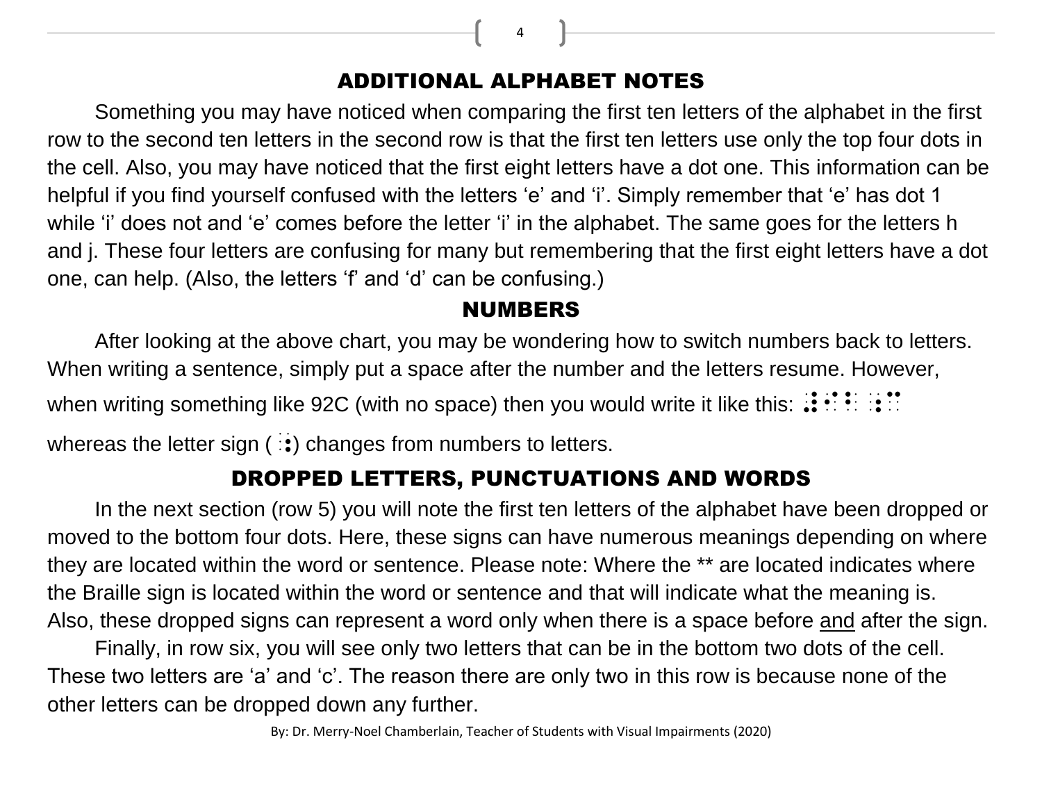## ADDITIONAL ALPHABET NOTES

Something you may have noticed when comparing the first ten letters of the alphabet in the first row to the second ten letters in the second row is that the first ten letters use only the top four dots in the cell. Also, you may have noticed that the first eight letters have a dot one. This information can be helpful if you find yourself confused with the letters 'e' and 'i'. Simply remember that 'e' has dot 1 while 'i' does not and 'e' comes before the letter 'i' in the alphabet. The same goes for the letters h and j. These four letters are confusing for many but remembering that the first eight letters have a dot one, can help. (Also, the letters 'f' and 'd' can be confusing.)

## NUMBERS

After looking at the above chart, you may be wondering how to switch numbers back to letters. When writing a sentence, simply put a space after the number and the letters resume. However, when writing something like 92C (with no space) then you would write it like this: ⠼⠊⠃⠰⠉ whereas the letter sign (⠰) changes from numbers to letters.

## DROPPED LETTERS, PUNCTUATIONS AND WORDS

In the next section (row 5) you will note the first ten letters of the alphabet have been dropped or moved to the bottom four dots. Here, these signs can have numerous meanings depending on where they are located within the word or sentence. Please note: Where the ** are located indicates where the Braille sign is located within the word or sentence and that will indicate what the meaning is. Also, these dropped signs can represent a word only when there is a space before and after the sign.

Finally, in row six, you will see only two letters that can be in the bottom two dots of the cell. These two letters are 'a' and 'c'. The reason there are only two in this row is because none of the other letters can be dropped down any further.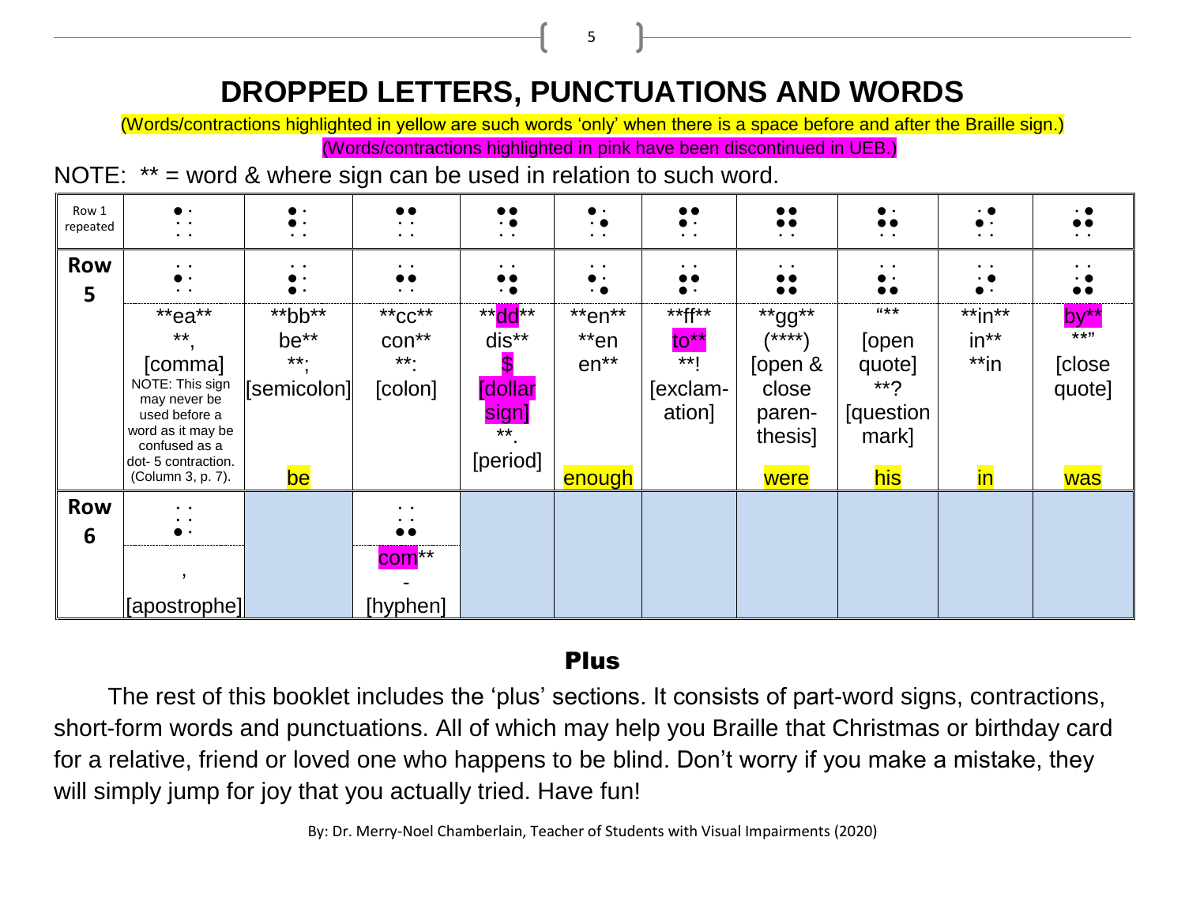# DROPPED LETTERS, PUNCTUATIONS AND WORDS

(Words/contractions highlighted in yellow are such words 'only' when there is a space before and after the Braille sign.)

(Words/contractions highlighted in pink have been discontinued in UEB.)

NOTE: ** = word & where sign can be used in relation to such word.

| Row 1 repeated | ⠁ | ⠃ | ⠉ | ⠙ | ⠑ | ⠋ | ⠛ | ⠓ | ⠊ | ⠚ |
|---|---|---|---|---|---|---|---|---|---|---|
| **Row 5** | ⠂ | ⠆ | ⠒ | ⠲ | ⠢ | ⠖ | ⠶ | ⠦ | ⠔ | ⠴ |
| | **ea** **, [comma] NOTE: This sign may never be used before a word as it may be confused as a dot- 5 contraction. (Column 3, p. 7). | **bb** be** **; [semicolon] be | **cc** con** **: [colon] | **dd** dis** $ [dollar sign] **. [period] | **en** **en en** enough | **ff** to** **! [exclamation] | **gg** (****) [open & close parenthesis] were | "** [open quote] **? [question mark] his | **in** in** **in in | by** **" [close quote] was |
| **Row 6** | ⠄ | | ⠤ | | | | | | | |
| | ' [apostrophe] | | com** - [hyphen] | | | | | | | |

## Plus

The rest of this booklet includes the 'plus' sections. It consists of part-word signs, contractions, short-form words and punctuations. All of which may help you Braille that Christmas or birthday card for a relative, friend or loved one who happens to be blind. Don't worry if you make a mistake, they will simply jump for joy that you actually tried. Have fun!

By: Dr. Merry-Noel Chamberlain, Teacher of Students with Visual Impairments (2020)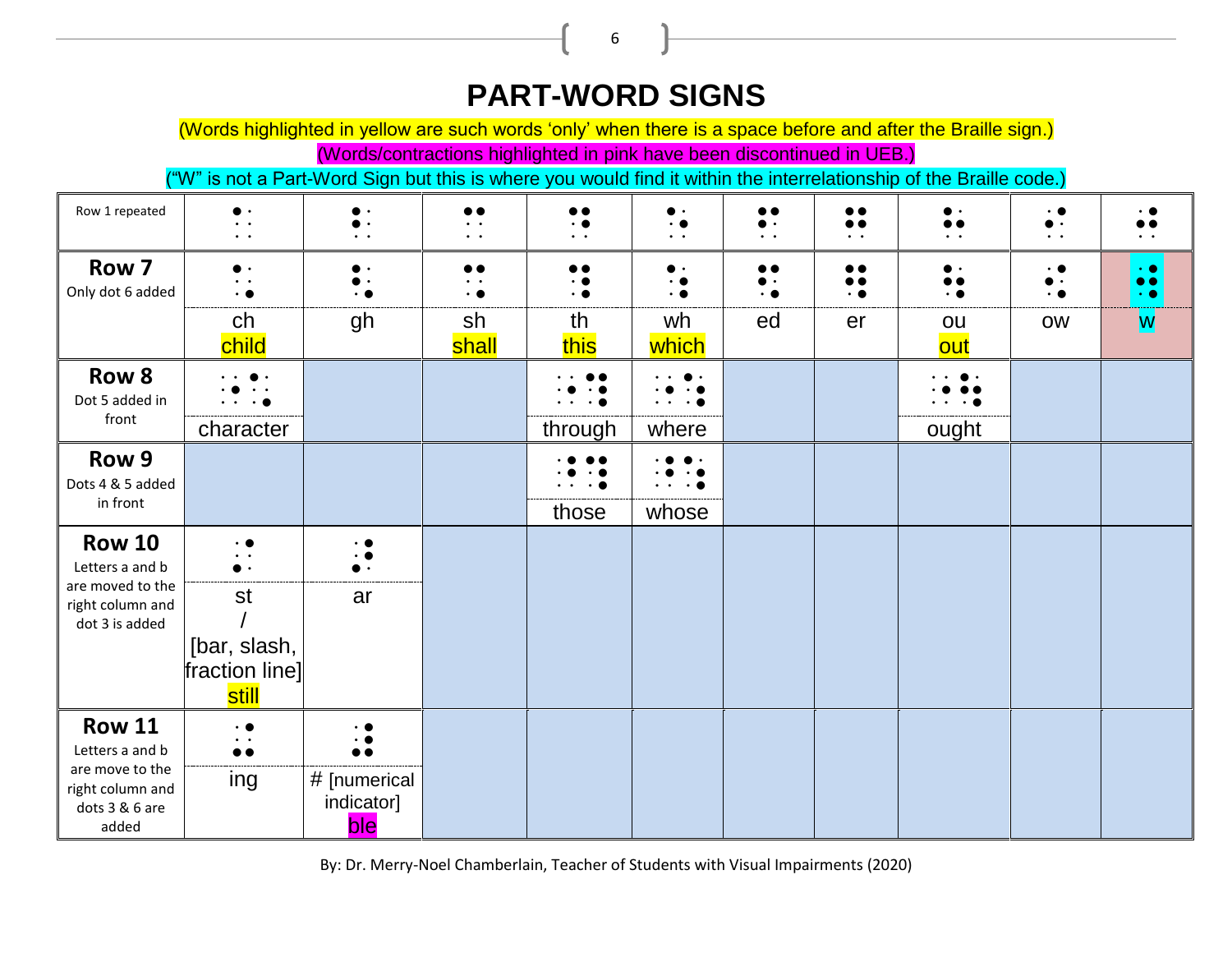# PART-WORD SIGNS

(Words highlighted in yellow are such words 'only' when there is a space before and after the Braille sign.)

(Words/contractions highlighted in pink have been discontinued in UEB.)

("W" is not a Part-Word Sign but this is where you would find it within the interrelationship of the Braille code.)

| Row 1 repeated | ⠁ | ⠃ | ⠉ | ⠙ | ⠑ | ⠋ | ⠛ | ⠓ | ⠊ | ⠚ |
|---|---|---|---|---|---|---|---|---|---|---|
| **Row 7** Only dot 6 added | ⠡ ch child | ⠣ gh | ⠩ sh shall | ⠹ th this | ⠱ wh which | ⠫ ed | ⠻ er | ⠳ ou out | ⠪ ow | ⠺ w |
| **Row 8** Dot 5 added in front | ⠐⠡ character | | | ⠐⠹ through | ⠐⠱ where | | | ⠐⠳ ought | | |
| **Row 9** Dots 4 & 5 added in front | | | | ⠘⠹ those | ⠘⠱ whose | | | | | |
| **Row 10** Letters a and b are moved to the right column and dot 3 is added | ⠌ st / [bar, slash, fraction line] still | ⠜ ar | | | | | | | | |
| **Row 11** Letters a and b are move to the right column and dots 3 & 6 are added | ⠬ ing | ⠼ # [numerical indicator] ble | | | | | | | | |

By: Dr. Merry-Noel Chamberlain, Teacher of Students with Visual Impairments (2020)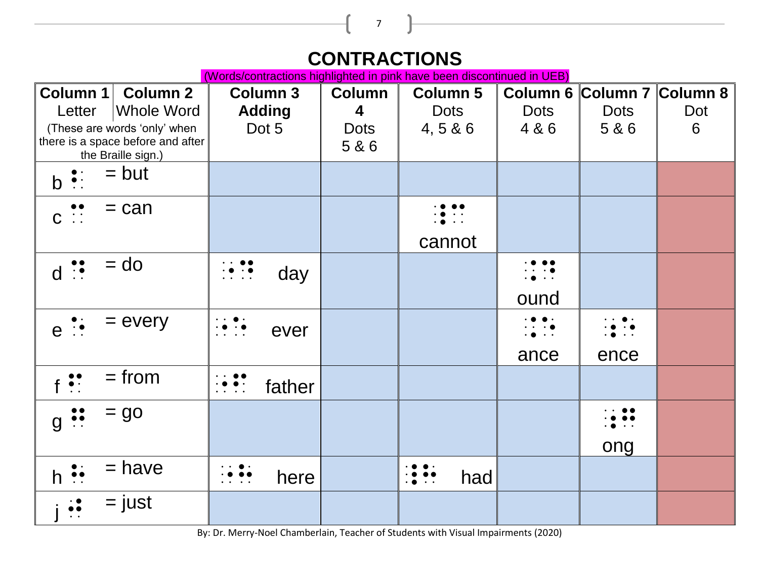# CONTRACTIONS

(Words/contractions highlighted in pink have been discontinued in UEB)

| Column 1 Letter | Column 2 Whole Word | Column 3 Adding Dot 5 | Column 4 Dots 5 & 6 | Column 5 Dots 4, 5 & 6 | Column 6 Dots 4 & 6 | Column 7 Dots 5 & 6 | Column 8 Dot 6 |
|---|---|---|---|---|---|---|---|
| (These are words 'only' when there is a space before and after the Braille sign.) | | | | | | | |
| b ⠃ | = but | | | | | | |
| c ⠉ | = can | | | ⠸⠉ cannot | | | |
| d ⠙ | = do | ⠐⠙ day | | | ⠨⠙ ound | | |
| e ⠑ | = every | ⠐⠑ ever | | | ⠨⠑ ance | ⠰⠑ ence | |
| f ⠋ | = from | ⠐⠋ father | | | | | |
| g ⠛ | = go | | | | | ⠰⠛ ong | |
| h ⠓ | = have | ⠐⠓ here | | ⠸⠓ had | | | |
| j ⠚ | = just | | | | | | |

By: Dr. Merry-Noel Chamberlain, Teacher of Students with Visual Impairments (2020)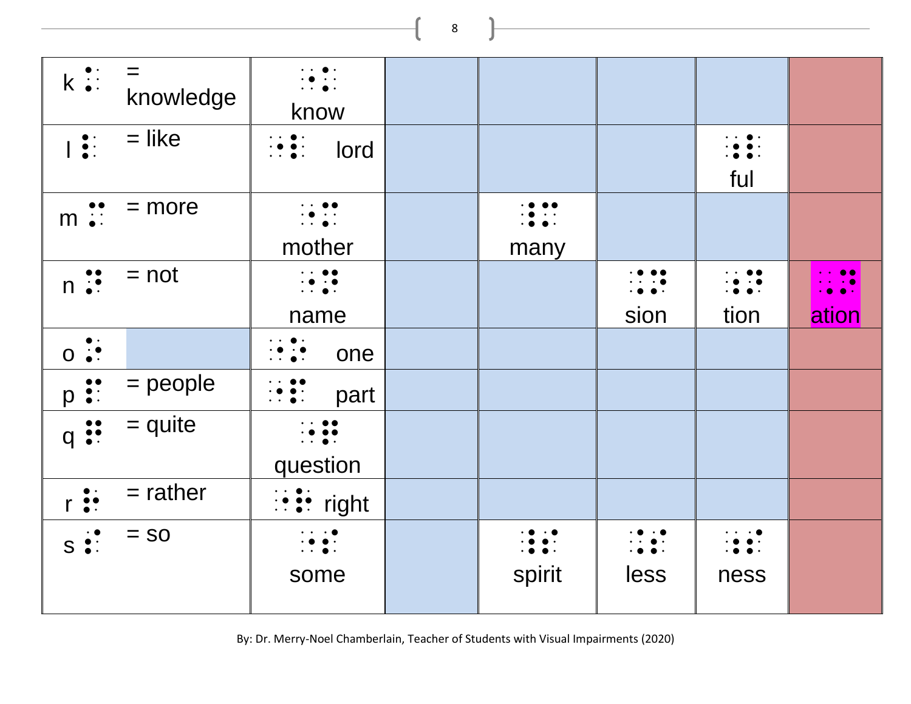| | | | | | | |
|---|---|---|---|---|---|---|
| k ⠅ = knowledge | ⠐⠅ know | | | | | |
| l ⠇ = like | ⠐⠇ lord | | | | ⠐⠇ ful | |
| m ⠍ = more | ⠐⠍ mother | | ⠨⠍ many | | | |
| n ⠝ = not | ⠐⠝ name | | | ⠨⠝ sion | ⠰⠝ tion | ⠠⠝ ation |
| o ⠕ | ⠐⠕ one | | | | | |
| p ⠏ = people | ⠐⠏ part | | | | | |
| q ⠟ = quite | ⠐⠟ question | | | | | |
| r ⠗ = rather | ⠐⠗ right | | | | | |
| s ⠎ = so | ⠐⠎ some | | ⠨⠎ spirit | ⠨⠎ less | ⠰⠎ ness | |

By: Dr. Merry-Noel Chamberlain, Teacher of Students with Visual Impairments (2020)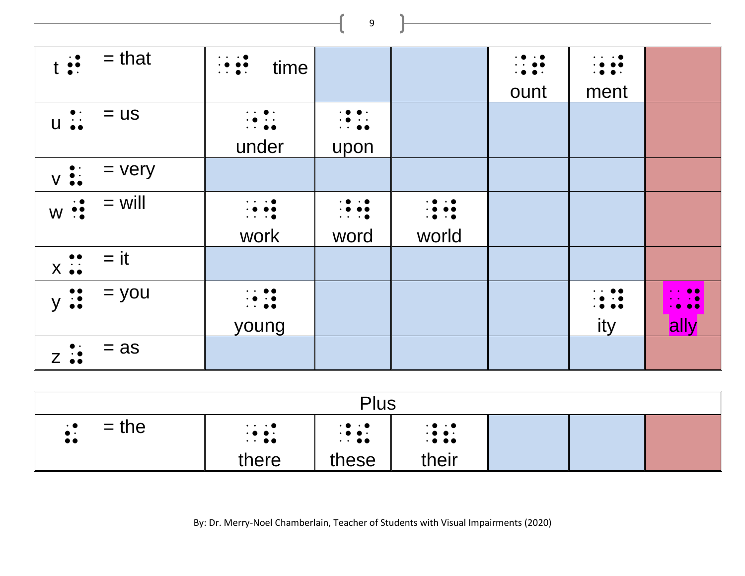| | | | | | | |
|---|---|---|---|---|---|---|
| t ⠞ = that | ⠐⠞ time | | | ⠨⠞ ount | ⠰⠞ ment | |
| u ⠥ = us | ⠐⠥ under | ⠘⠥ upon | | | | |
| v ⠧ = very | | | | | | |
| w ⠺ = will | ⠐⠺ work | ⠘⠺ word | ⠸⠺ world | | | |
| x ⠭ = it | | | | | | |
| y ⠽ = you | ⠐⠽ young | | | | ⠰⠽ ity | ⠠⠽ ally |
| z ⠵ = as | | | | | | |

| Plus | | | | | | |
|---|---|---|---|---|---|---|
| ⠮ = the | ⠐⠮ there | ⠘⠮ these | ⠸⠮ their | | | |

By: Dr. Merry-Noel Chamberlain, Teacher of Students with Visual Impairments (2020)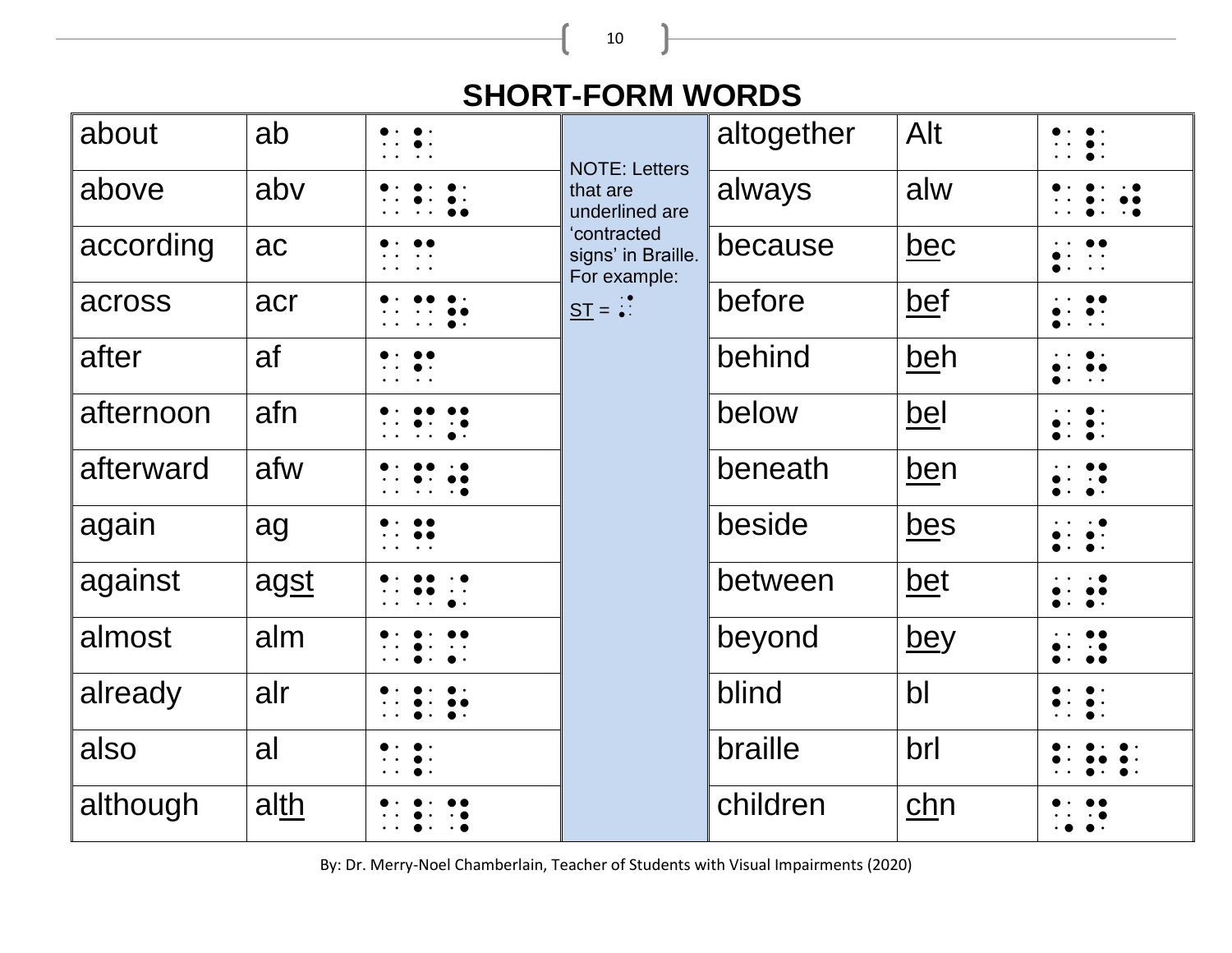## SHORT-FORM WORDS

| about | ab | ⠁⠃ | NOTE: Letters that are underlined are 'contracted signs' in Braille. For example: <u>ST</u> = ⠌ | altogether | Alt | ⠁⠇⠞ |
|---|---|---|---|---|---|---|
| above | abv | ⠁⠃⠧ | | always | alw | ⠁⠇⠺ |
| according | ac | ⠁⠉ | | because | <u>be</u>c | ⠆⠉ |
| across | acr | ⠁⠉⠗ | | before | <u>be</u>f | ⠆⠋ |
| after | af | ⠁⠋ | | behind | <u>be</u>h | ⠆⠓ |
| afternoon | afn | ⠁⠋⠝ | | below | <u>be</u>l | ⠆⠇ |
| afterward | afw | ⠁⠋⠺ | | beneath | <u>be</u>n | ⠆⠝ |
| again | ag | ⠁⠛ | | beside | <u>be</u>s | ⠆⠎ |
| against | ag<u>st</u> | ⠁⠛⠌ | | between | <u>be</u>t | ⠆⠞ |
| almost | alm | ⠁⠇⠍ | | beyond | <u>be</u>y | ⠆⠽ |
| already | alr | ⠁⠇⠗ | | blind | bl | ⠃⠇ |
| also | al | ⠁⠇ | | braille | brl | ⠃⠗⠇ |
| although | al<u>th</u> | ⠁⠇⠹ | | children | <u>ch</u>n | ⠡⠝ |

By: Dr. Merry-Noel Chamberlain, Teacher of Students with Visual Impairments (2020)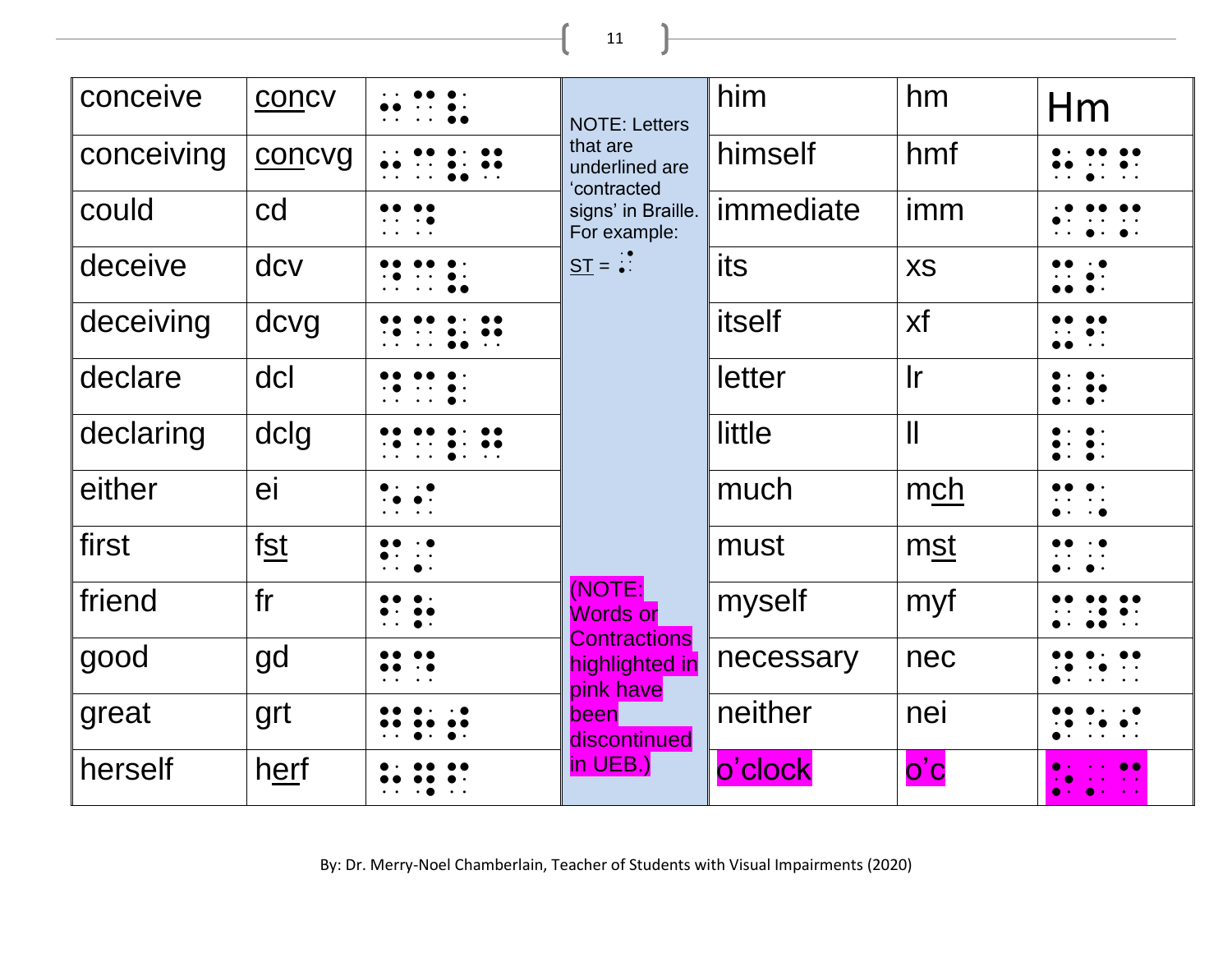| conceive | concv | ⠐⠉⠉⠧ | NOTE: Letters that are underlined are 'contracted signs' in Braille. For example: ST = ⠌ | him | hm | Hm |
|---|---|---|---|---|---|---|
| conceiving | concvg | ⠐⠉⠉⠧⠛ | | himself | hmf | ⠓⠍⠋ |
| could | cd | ⠉⠙ | | immediate | imm | ⠊⠍⠍ |
| deceive | dcv | ⠙⠉⠧ | | its | xs | ⠭⠎ |
| deceiving | dcvg | ⠙⠉⠧⠛ | | itself | xf | ⠭⠋ |
| declare | dcl | ⠙⠉⠇ | | letter | lr | ⠇⠗ |
| declaring | dclg | ⠙⠉⠇⠛ | | little | ll | ⠇⠇ |
| either | ei | ⠑⠊ | | much | mch | ⠍⠡ |
| first | fst | ⠋⠌ | | must | mst | ⠍⠌ |
| friend | fr | ⠋⠗ | (NOTE: Words or Contractions highlighted in pink have been discontinued in UEB.) | myself | myf | ⠍⠽⠋ |
| good | gd | ⠛⠙ | | necessary | nec | ⠝⠑⠉ |
| great | grt | ⠛⠗⠞ | | neither | nei | ⠝⠑⠊ |
| herself | herf | ⠓⠻⠋ | | o'clock | o'c | ⠕⠄⠉ |

By: Dr. Merry-Noel Chamberlain, Teacher of Students with Visual Impairments (2020)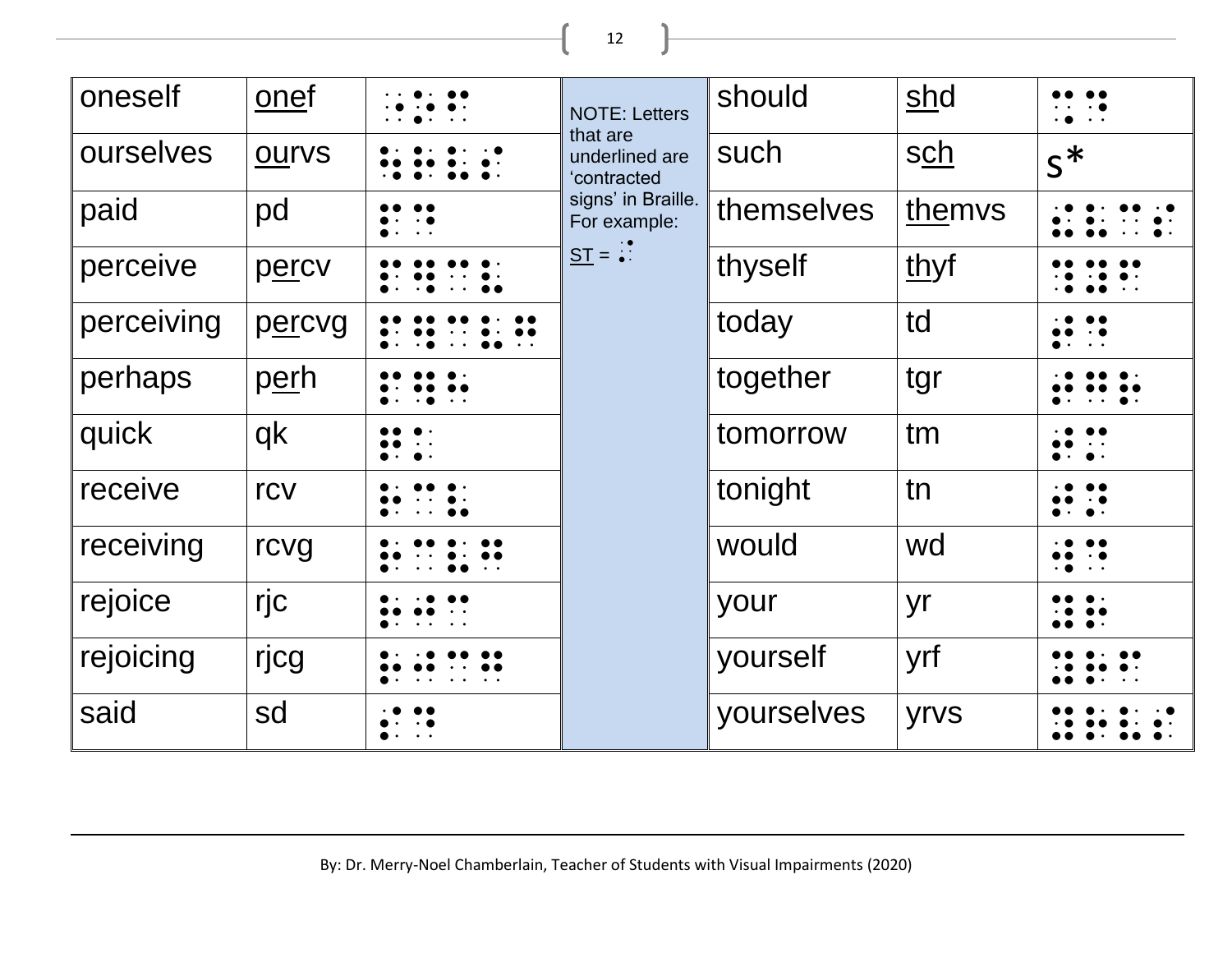| Word | Contraction | Braille | | Word | Contraction | Braille |
|---|---|---|---|---|---|---|
| oneself | <u>one</u>f | ⠐⠕⠋ | NOTE: Letters that are underlined are 'contracted signs' in Braille. For example: <u>ST</u> = ⠌ | should | <u>sh</u>d | ⠩⠙ |
| ourselves | <u>ou</u>rvs | ⠳⠗⠧⠎ | | such | s<u>ch</u> | s* |
| paid | pd | ⠏⠙ | | themselves | <u>the</u>mvs | ⠮⠍⠧⠎ |
| perceive | p<u>er</u>cv | ⠏⠻⠉⠧ | | thyself | <u>th</u>yf | ⠹⠽⠋ |
| perceiving | p<u>er</u>cvg | ⠏⠻⠉⠧⠛ | | today | td | ⠞⠙ |
| perhaps | p<u>er</u>h | ⠏⠻⠓ | | together | tgr | ⠞⠛⠗ |
| quick | qk | ⠟⠅ | | tomorrow | tm | ⠞⠍ |
| receive | rcv | ⠗⠉⠧ | | tonight | tn | ⠞⠝ |
| receiving | rcvg | ⠗⠉⠧⠛ | | would | wd | ⠺⠙ |
| rejoice | rjc | ⠗⠚⠉ | | your | yr | ⠽⠗ |
| rejoicing | rjcg | ⠗⠚⠉⠛ | | yourself | yrf | ⠽⠗⠋ |
| said | sd | ⠎⠙ | | yourselves | yrvs | ⠽⠗⠧⠎ |

By: Dr. Merry-Noel Chamberlain, Teacher of Students with Visual Impairments (2020)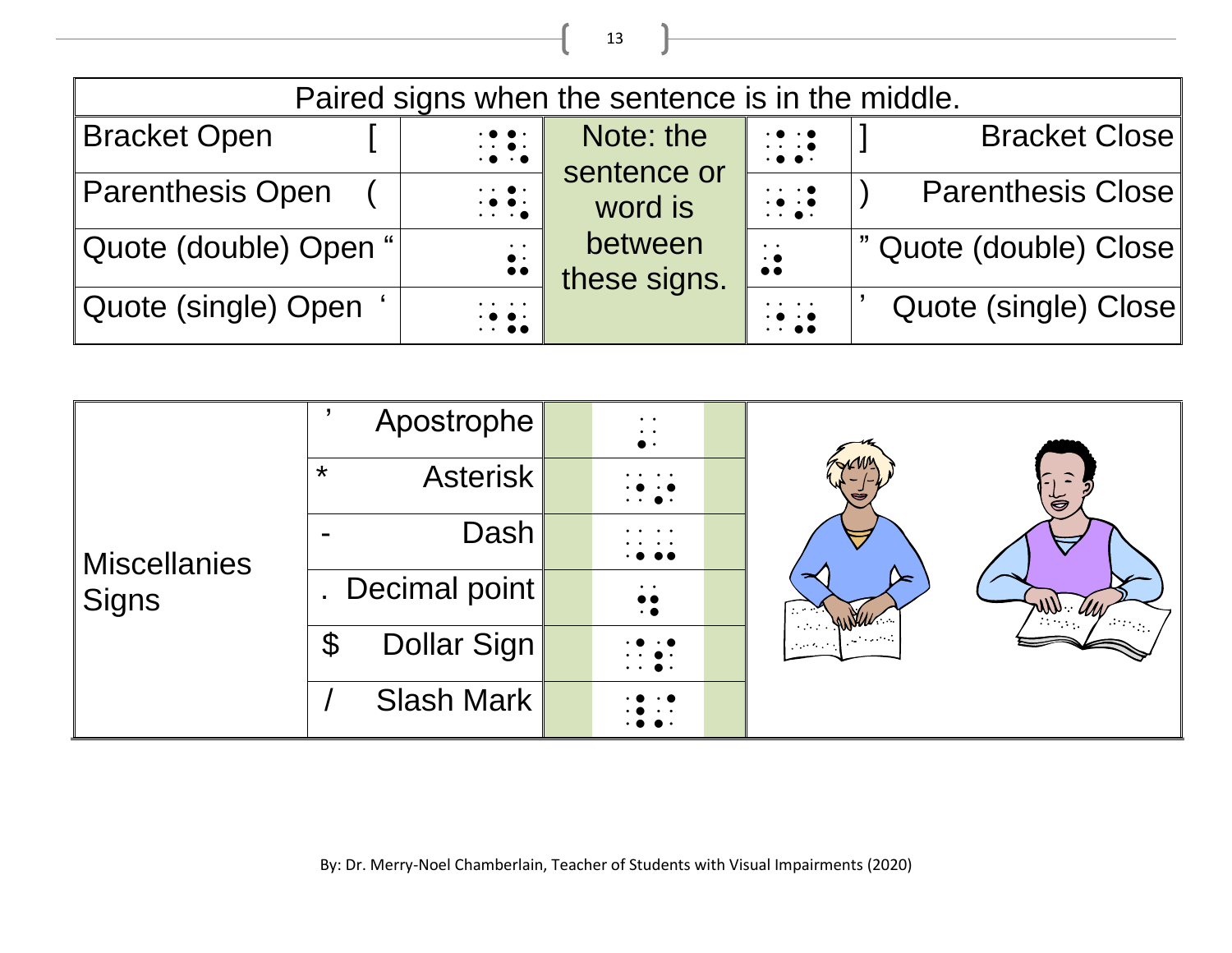| Paired signs when the sentence is in the middle. | | | | | |
|---|---|---|---|---|---|
| Bracket Open [ | ⠨⠣ | Note: the sentence or word is between these signs. | ⠨⠜ | ] | Bracket Close |
| Parenthesis Open ( | ⠐⠣ | | ⠐⠜ | ) | Parenthesis Close |
| Quote (double) Open “ | ⠦ | | ⠴ | ” | Quote (double) Close |
| Quote (single) Open ‘ | ⠠⠦ | | ⠠⠴ | ’ | Quote (single) Close |

| Miscellanies Signs | | |
|---|---|---|
| | ’ Apostrophe | ⠄ |
| | * Asterisk | ⠐⠔ |
| | - Dash | ⠠⠤ |
| | . Decimal point | ⠨ |
| | $ Dollar Sign | ⠈⠎ |
| | / Slash Mark | ⠸⠌ |

By: Dr. Merry-Noel Chamberlain, Teacher of Students with Visual Impairments (2020)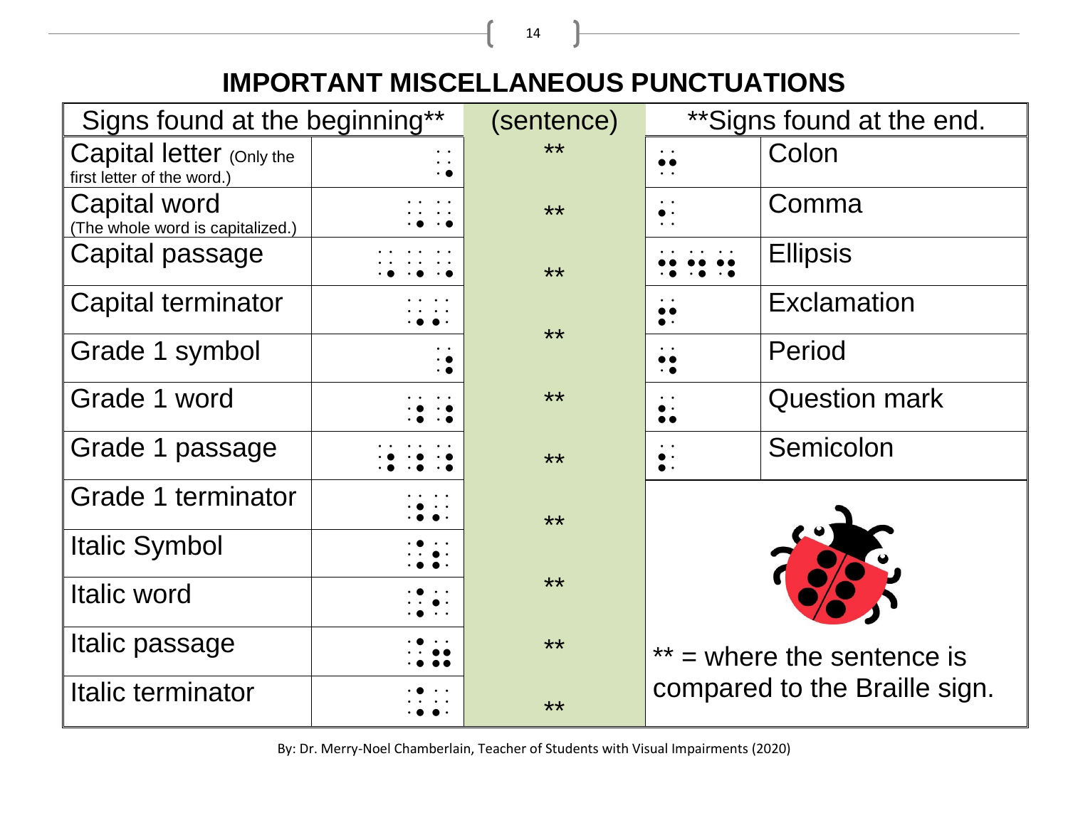# IMPORTANT MISCELLANEOUS PUNCTUATIONS

| Signs found at the beginning** | | (sentence) | **Signs found at the end. | |
|---|---|---|---|---|
| Capital letter (Only the first letter of the word.) | ⠠ | ** | ⠒ | Colon |
| Capital word (The whole word is capitalized.) | ⠠⠠ | ** | ⠂ | Comma |
| Capital passage | ⠠⠠⠠ | ** | ⠲⠲⠲ | Ellipsis |
| Capital terminator | ⠠⠄ | ** | ⠖ | Exclamation |
| Grade 1 symbol | ⠰ | ** | ⠲ | Period |
| Grade 1 word | ⠰⠰ | ** | ⠦ | Question mark |
| Grade 1 passage | ⠰⠰⠰ | ** | ⠆ | Semicolon |
| Grade 1 terminator | ⠰⠄ | ** | | |
| Italic Symbol | ⠨⠆ | ** | | |
| Italic word | ⠨⠂ | ** | | |
| Italic passage | ⠨⠶ | ** | | |
| Italic terminator | ⠨⠄ | ** | | |

** = where the sentence is compared to the Braille sign.

By: Dr. Merry-Noel Chamberlain, Teacher of Students with Visual Impairments (2020)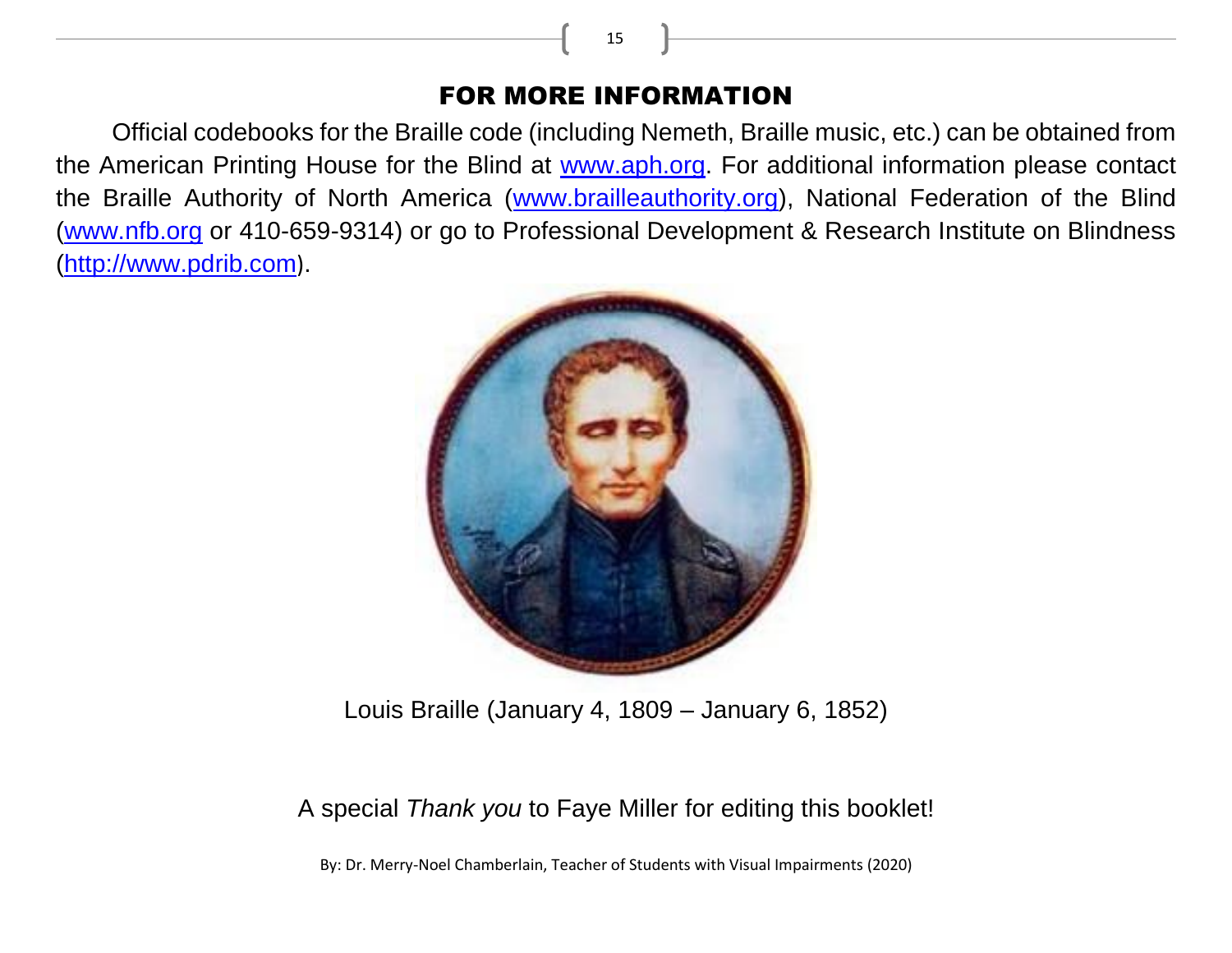## FOR MORE INFORMATION

Official codebooks for the Braille code (including Nemeth, Braille music, etc.) can be obtained from the American Printing House for the Blind at www.aph.org. For additional information please contact the Braille Authority of North America (www.brailleauthority.org), National Federation of the Blind (www.nfb.org or 410-659-9314) or go to Professional Development & Research Institute on Blindness (http://www.pdrib.com).

Louis Braille (January 4, 1809 – January 6, 1852)

A special *Thank you* to Faye Miller for editing this booklet!

By: Dr. Merry-Noel Chamberlain, Teacher of Students with Visual Impairments (2020)